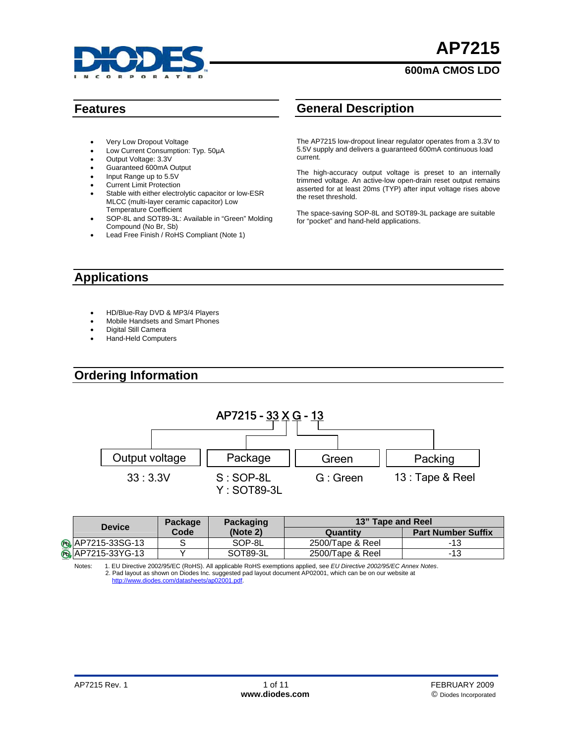# AP7215

## 600mA CMOS LDO

## Features

- Very Low Dropout Voltage
- Low Current Consumption: Typ. 50µA
- Output Voltage: 3.3V
- Guaranteed 600mA Output
- Input Range up to 5.5V
- Current Limit Protection
- Stable with either electrolytic capacitor or low-ESR MLCC (multi-layer ceramic capacitor) Low Temperature Coefficient
- SOP-8L and SOT89-3L: Available in "Green" Molding Compound (No Br, Sb)
- Lead Free Finish / RoHS Compliant (Note 1)

## General Description

The AP7215 low-dropout linear regulator operates from a 3.3V to 5.5V supply and delivers a guaranteed 600mA continuous load current.

The high-accuracy output voltage is preset to an internally trimmed voltage. An active-low open-drain reset output remains asserted for at least 20ms (TYP) after input voltage rises above the reset threshold.

The space-saving SOP-8L and SOT89-3L package are suitable for "pocket" and hand-held applications.

## Applications

- HD/Blue-Ray DVD & MP3/4 Players
- Mobile Handsets and Smart Phones
- Digital Still Camera
- Hand-Held Computers

## Ordering Information

AP7215 - 33 X G - 13

| Output voltage | Package | Green | Packing |
|---|---|---|---|
| 33 : 3.3V | S : SOP-8L<br>Y : SOT89-3L | G : Green | 13 : Tape & Reel |

| Device | Package Code | Packaging (Note 2) | 13" Tape and Reel | |
|---|---|---|---|---|
| | | | Quantity | Part Number Suffix |
| AP7215-33SG-13 | S | SOP-8L | 2500/Tape & Reel | -13 |
| AP7215-33YG-13 | Y | SOT89-3L | 2500/Tape & Reel | -13 |

Notes: 1. EU Directive 2002/95/EC (RoHS). All applicable RoHS exemptions applied, see *EU Directive 2002/95/EC Annex Notes*.
2. Pad layout as shown on Diodes Inc. suggested pad layout document AP02001, which can be on our website at http://www.diodes.com/datasheets/ap02001.pdf.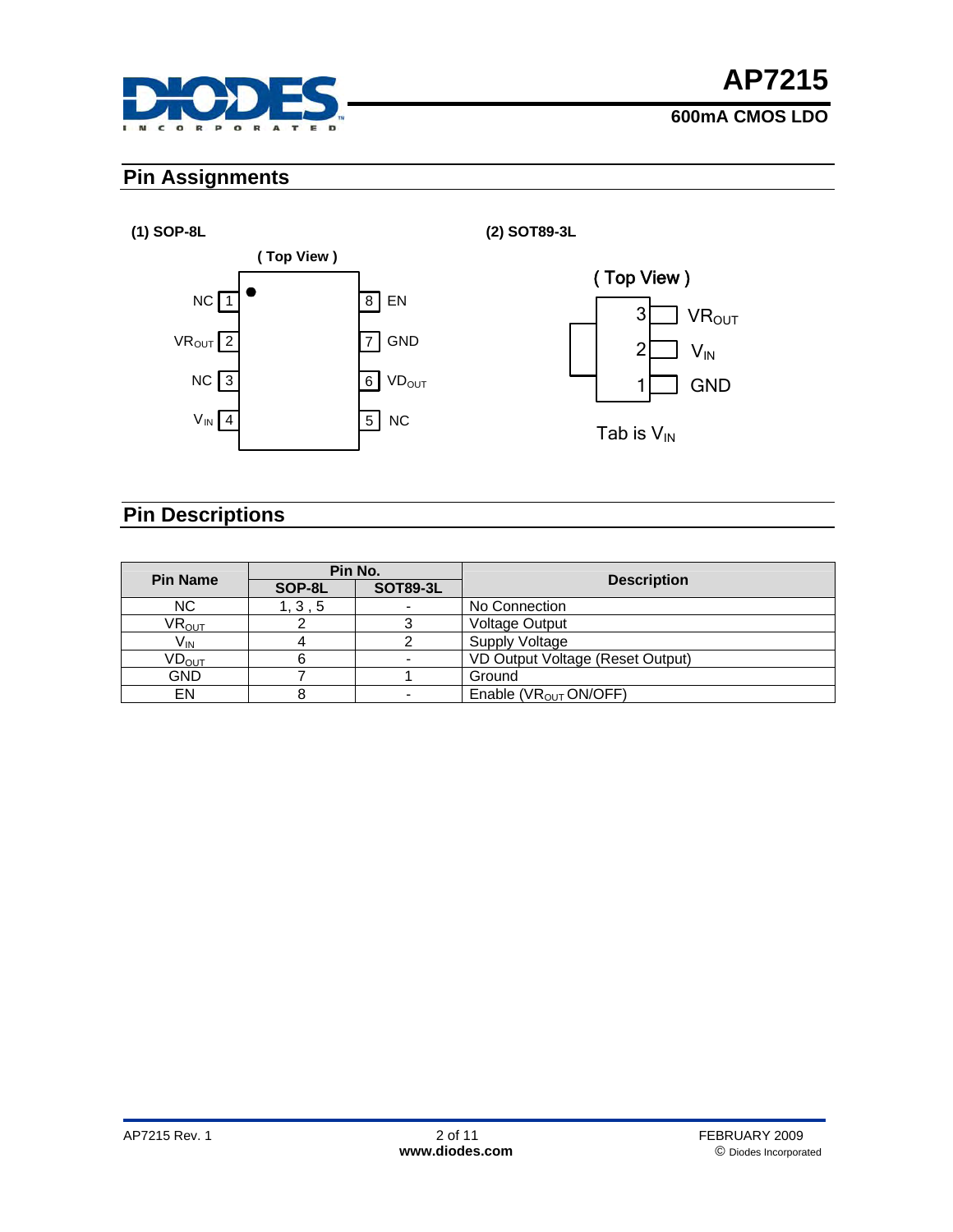## Pin Assignments

**(1) SOP-8L**

( Top View )

| Pin | Name | Pin | Name |
|---|---|---|---|
| 1 | NC | 8 | EN |
| 2 | $VR_{OUT}$ | 7 | GND |
| 3 | NC | 6 | $VD_{OUT}$ |
| 4 | $V_{IN}$ | 5 | NC |

**(2) SOT89-3L**

( Top View )

| Pin | Name |
|---|---|
| 3 | $VR_{OUT}$ |
| 2 | $V_{IN}$ |
| 1 | GND |

Tab is $V_{IN}$

## Pin Descriptions

| Pin Name | Pin No. | | Description |
|---|---|---|---|
| | SOP-8L | SOT89-3L | |
| NC | 1, 3 , 5 | - | No Connection |
| $VR_{OUT}$ | 2 | 3 | Voltage Output |
| $V_{IN}$ | 4 | 2 | Supply Voltage |
| $VD_{OUT}$ | 6 | - | VD Output Voltage (Reset Output) |
| GND | 7 | 1 | Ground |
| EN | 8 | - | Enable ($VR_{OUT}$ ON/OFF) |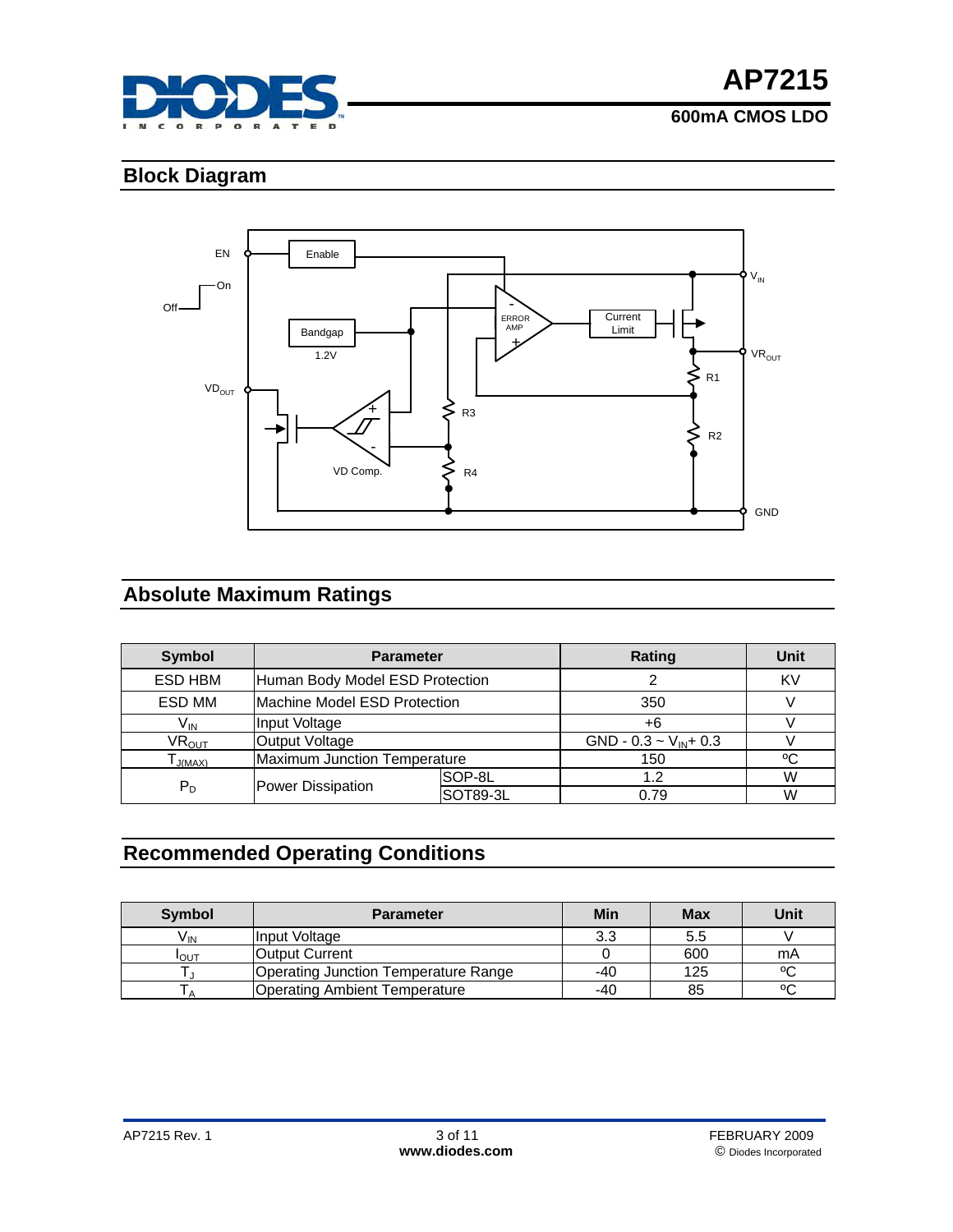## Block Diagram

## Absolute Maximum Ratings

| Symbol | Parameter | | Rating | Unit |
|---|---|---|---|---|
| ESD HBM | Human Body Model ESD Protection | | 2 | KV |
| ESD MM | Machine Model ESD Protection | | 350 | V |
| $V_{IN}$ | Input Voltage | | +6 | V |
| $VR_{OUT}$ | Output Voltage | | GND - 0.3 ~ $V_{IN}$+ 0.3 | V |
| $T_{J(MAX)}$ | Maximum Junction Temperature | | 150 | ºC |
| $P_D$ | Power Dissipation | SOP-8L | 1.2 | W |
| | | SOT89-3L | 0.79 | W |

## Recommended Operating Conditions

| Symbol | Parameter | Min | Max | Unit |
|---|---|---|---|---|
| $V_{IN}$ | Input Voltage | 3.3 | 5.5 | V |
| $I_{OUT}$ | Output Current | 0 | 600 | mA |
| $T_J$ | Operating Junction Temperature Range | -40 | 125 | ºC |
| $T_A$ | Operating Ambient Temperature | -40 | 85 | ºC |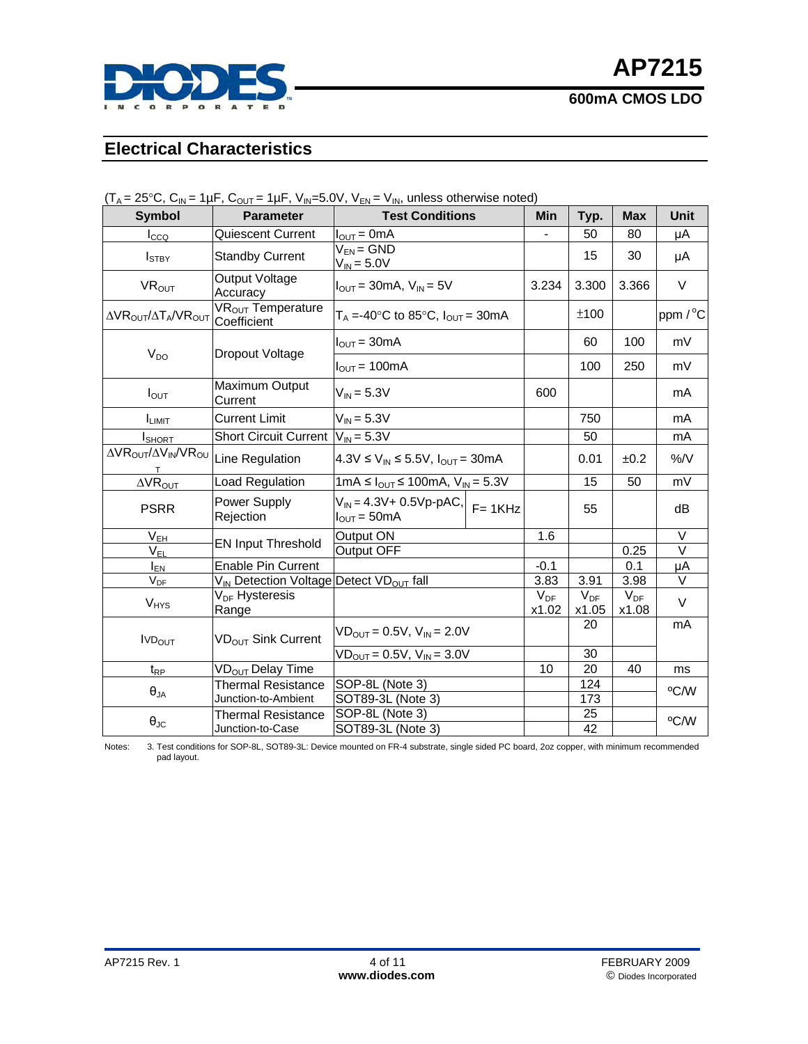## Electrical Characteristics

($T_A$ = 25°C, $C_{IN}$ = 1µF, $C_{OUT}$ = 1µF, $V_{IN}$=5.0V, $V_{EN}$ = $V_{IN}$, unless otherwise noted)

| Symbol | Parameter | Test Conditions | | Min | Typ. | Max | Unit |
|---|---|---|---|---|---|---|---|
| $I_{CCQ}$ | Quiescent Current | $I_{OUT}$ = 0mA | | - | 50 | 80 | µA |
| $I_{STBY}$ | Standby Current | $V_{EN}$ = GND, $V_{IN}$ = 5.0V | | | 15 | 30 | µA |
| $VR_{OUT}$ | Output Voltage Accuracy | $I_{OUT}$ = 30mA, $V_{IN}$ = 5V | | 3.234 | 3.300 | 3.366 | V |
| $\Delta VR_{OUT}/\Delta T_A/VR_{OUT}$ | $VR_{OUT}$ Temperature Coefficient | $T_A$ =-40°C to 85°C, $I_{OUT}$ = 30mA | | | ±100 | | ppm /°C |
| $V_{DO}$ | Dropout Voltage | $I_{OUT}$ = 30mA | | | 60 | 100 | mV |
| | | $I_{OUT}$ = 100mA | | | 100 | 250 | mV |
| $I_{OUT}$ | Maximum Output Current | $V_{IN}$ = 5.3V | | 600 | | | mA |
| $I_{LIMIT}$ | Current Limit | $V_{IN}$ = 5.3V | | | 750 | | mA |
| $I_{SHORT}$ | Short Circuit Current | $V_{IN}$ = 5.3V | | | 50 | | mA |
| $\Delta VR_{OUT}/\Delta V_{IN}/VR_{OUT}$ | Line Regulation | 4.3V ≤ $V_{IN}$ ≤ 5.5V, $I_{OUT}$ = 30mA | | | 0.01 | ±0.2 | %/V |
| $\Delta VR_{OUT}$ | Load Regulation | 1mA ≤ $I_{OUT}$ ≤ 100mA, $V_{IN}$ = 5.3V | | | 15 | 50 | mV |
| PSRR | Power Supply Rejection | $V_{IN}$ = 4.3V+ 0.5Vp-pAC, $I_{OUT}$ = 50mA | F= 1KHz | | 55 | | dB |
| $V_{EH}$ | EN Input Threshold | Output ON | | 1.6 | | | V |
| $V_{EL}$ | | Output OFF | | | | 0.25 | V |
| $I_{EN}$ | Enable Pin Current | | | -0.1 | | 0.1 | µA |
| $V_{DF}$ | $V_{IN}$ Detection Voltage | Detect $VD_{OUT}$ fall | | 3.83 | 3.91 | 3.98 | V |
| $V_{HYS}$ | $V_{DF}$ Hysteresis Range | | | $V_{DF}$ x1.02 | $V_{DF}$ x1.05 | $V_{DF}$ x1.08 | V |
| $IVD_{OUT}$ | $VD_{OUT}$ Sink Current | $VD_{OUT}$ = 0.5V, $V_{IN}$ = 2.0V | | | 20 | | mA |
| | | $VD_{OUT}$ = 0.5V, $V_{IN}$ = 3.0V | | | 30 | | |
| $t_{RP}$ | $VD_{OUT}$ Delay Time | | | 10 | 20 | 40 | ms |
| $\theta_{JA}$ | Thermal Resistance Junction-to-Ambient | SOP-8L (Note 3) | | | 124 | | ºC/W |
| | | SOT89-3L (Note 3) | | | 173 | | |
| $\theta_{JC}$ | Thermal Resistance Junction-to-Case | SOP-8L (Note 3) | | | 25 | | ºC/W |
| | | SOT89-3L (Note 3) | | | 42 | | |

Notes: 3. Test conditions for SOP-8L, SOT89-3L: Device mounted on FR-4 substrate, single sided PC board, 2oz copper, with minimum recommended pad layout.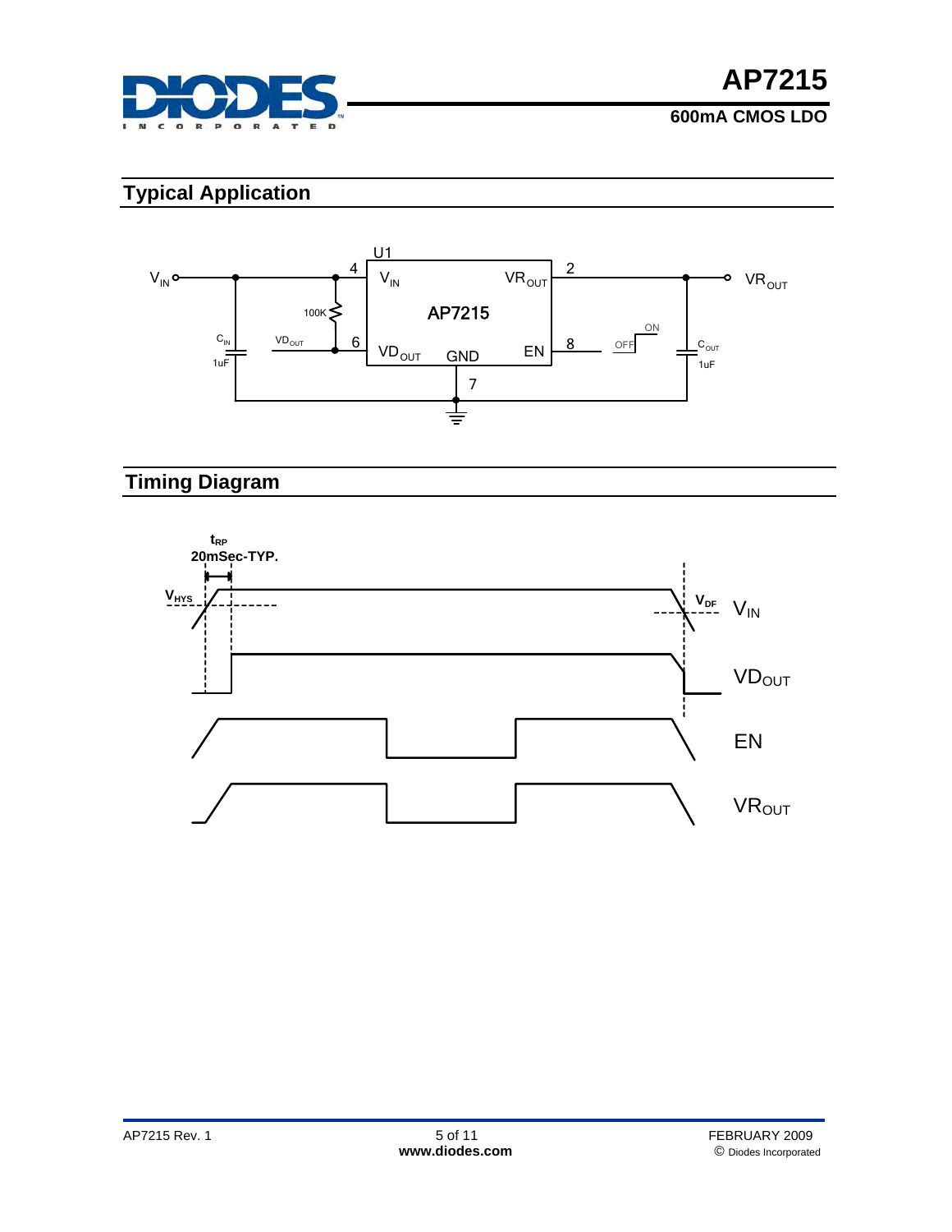## Typical Application

## Timing Diagram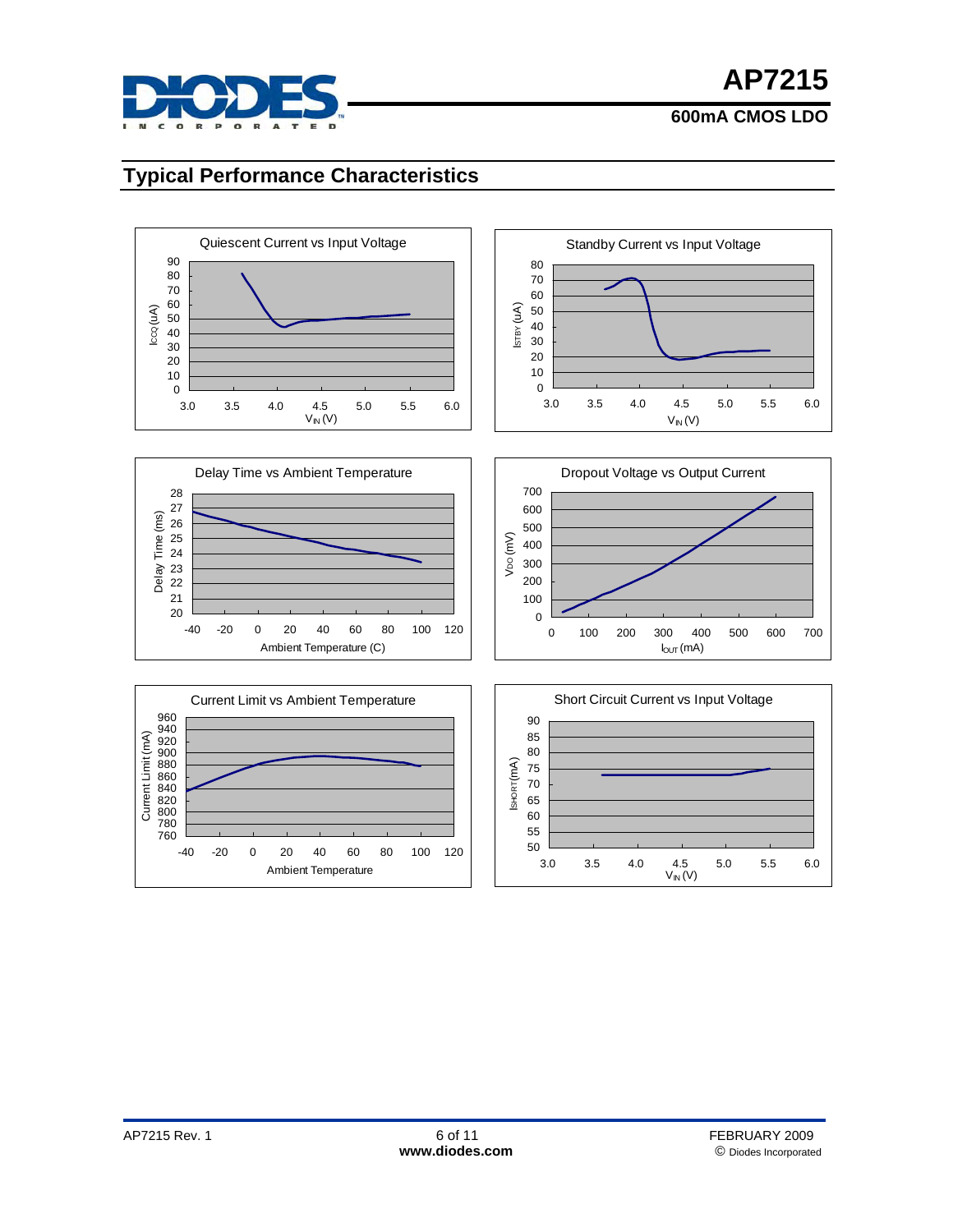## Typical Performance Characteristics

Quiescent Current vs Input Voltage

$I_{CQ}$ (uA) vs $V_{IN}$ (V)

Standby Current vs Input Voltage

$I_{STBY}$ (uA) vs $V_{IN}$ (V)

Delay Time vs Ambient Temperature

Delay Time (ms) vs Ambient Temperature (C)

Dropout Voltage vs Output Current

$V_{DO}$ (mV) vs $I_{OUT}$ (mA)

Current Limit vs Ambient Temperature

Current Limit (mA) vs Ambient Temperature

Short Circuit Current vs Input Voltage

$I_{SHORT}$ (mA) vs $V_{IN}$ (V)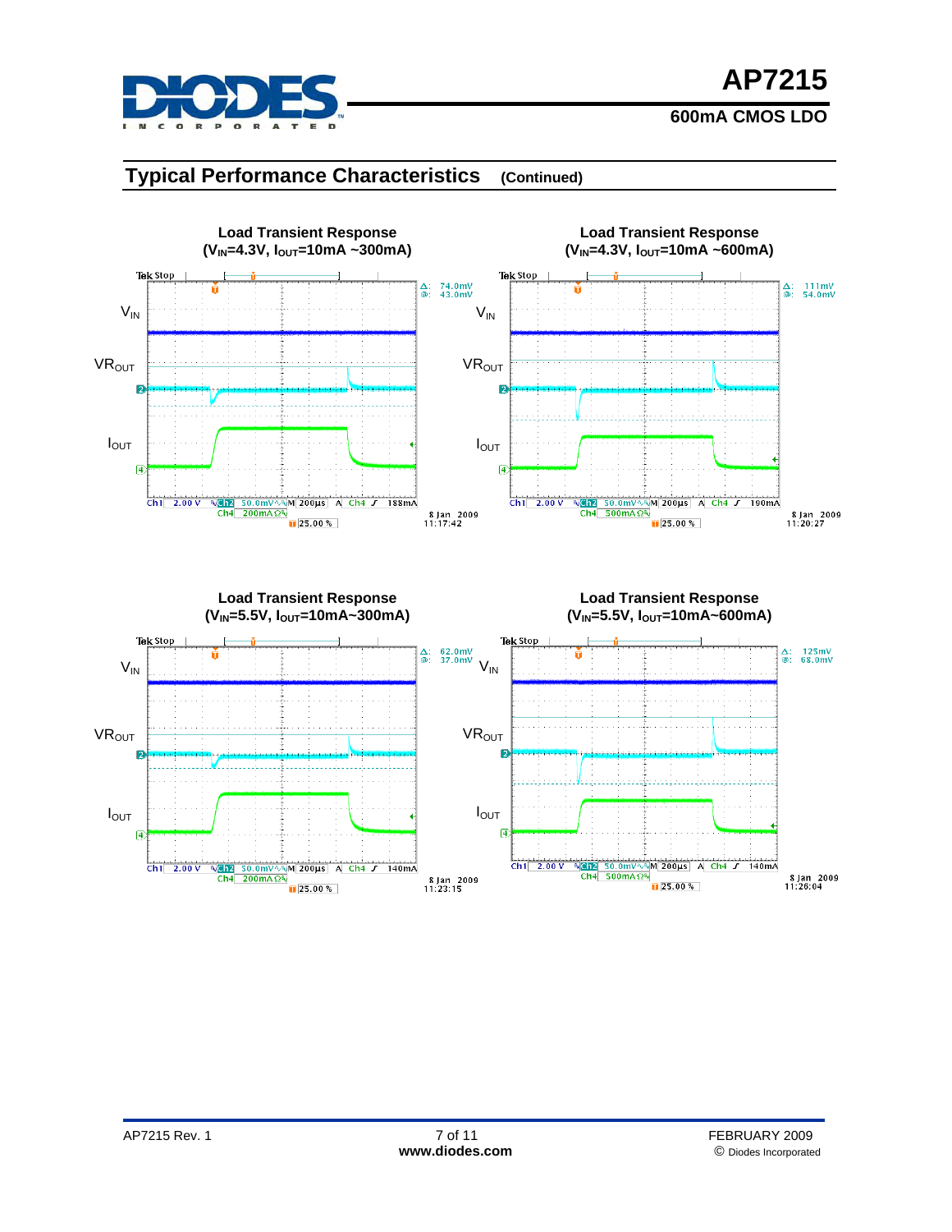## Typical Performance Characteristics (Continued)

**Load Transient Response ($V_{IN}$=4.3V, $I_{OUT}$=10mA ~300mA)**

$V_{IN}$

$VR_{OUT}$

$I_{OUT}$

Tek Stop

Δ: 74.0mV
@: 43.0mV

Ch1 2.00 V Ch2 50.0mV M 200µs A Ch4 188mA
Ch4 200mAΩ
25.00 %

8 Jan 2009
11:17:42

**Load Transient Response ($V_{IN}$=4.3V, $I_{OUT}$=10mA ~600mA)**

$V_{IN}$

$VR_{OUT}$

$I_{OUT}$

Tek Stop

Δ: 111mV
@: 54.0mV

Ch1 2.00 V Ch2 50.0mV M 200µs A Ch4 190mA
Ch4 500mAΩ
25.00 %

8 Jan 2009
11:20:27

**Load Transient Response ($V_{IN}$=5.5V, $I_{OUT}$=10mA~300mA)**

$V_{IN}$

$VR_{OUT}$

$I_{OUT}$

Tek Stop

Δ: 62.0mV
@: 37.0mV

Ch1 2.00 V Ch2 50.0mV M 200µs A Ch4 140mA
Ch4 200mAΩ
25.00 %

8 Jan 2009
11:23:15

**Load Transient Response ($V_{IN}$=5.5V, $I_{OUT}$=10mA~600mA)**

$V_{IN}$

$VR_{OUT}$

$I_{OUT}$

Tek Stop

Δ: 125mV
@: 68.0mV

Ch1 2.00 V Ch2 50.0mV M 200µs A Ch4 140mA
Ch4 500mAΩ
25.00 %

8 Jan 2009
11:26:04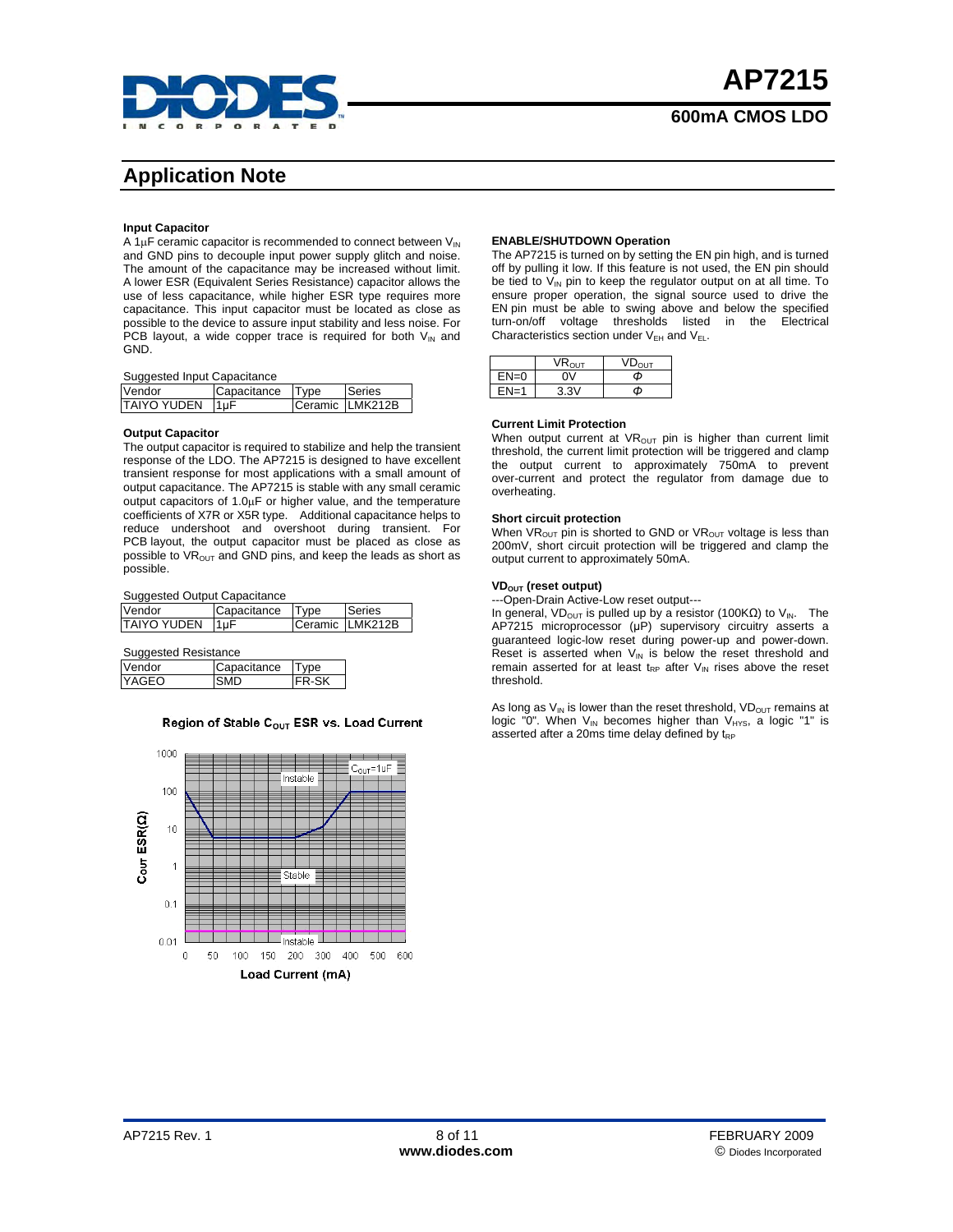## Application Note

**Input Capacitor**

A 1μF ceramic capacitor is recommended to connect between $V_{IN}$ and GND pins to decouple input power supply glitch and noise. The amount of the capacitance may be increased without limit. A lower ESR (Equivalent Series Resistance) capacitor allows the use of less capacitance, while higher ESR type requires more capacitance. This input capacitor must be located as close as possible to the device to assure input stability and less noise. For PCB layout, a wide copper trace is required for both $V_{IN}$ and GND.

Suggested Input Capacitance

| Vendor | Capacitance | Type | Series |
|---|---|---|---|
| TAIYO YUDEN | 1μF | Ceramic | LMK212B |

**Output Capacitor**

The output capacitor is required to stabilize and help the transient response of the LDO. The AP7215 is designed to have excellent transient response for most applications with a small amount of output capacitance. The AP7215 is stable with any small ceramic output capacitors of 1.0μF or higher value, and the temperature coefficients of X7R or X5R type. Additional capacitance helps to reduce undershoot and overshoot during transient. For PCB layout, the output capacitor must be placed as close as possible to $VR_{OUT}$ and GND pins, and keep the leads as short as possible.

Suggested Output Capacitance

| Vendor | Capacitance | Type | Series |
|---|---|---|---|
| TAIYO YUDEN | 1μF | Ceramic | LMK212B |

Suggested Resistance

| Vendor | Capacitance | Type |
|---|---|---|
| YAGEO | SMD | FR-SK |

**Region of Stable $C_{OUT}$ ESR vs. Load Current**

**ENABLE/SHUTDOWN Operation**

The AP7215 is turned on by setting the EN pin high, and is turned off by pulling it low. If this feature is not used, the EN pin should be tied to $V_{IN}$ pin to keep the regulator output on at all time. To ensure proper operation, the signal source used to drive the EN pin must be able to swing above and below the specified turn-on/off voltage thresholds listed in the Electrical Characteristics section under $V_{EH}$ and $V_{EL}$.

| | $VR_{OUT}$ | $VD_{OUT}$ |
|---|---|---|
| EN=0 | 0V | Φ |
| EN=1 | 3.3V | Φ |

**Current Limit Protection**

When output current at $VR_{OUT}$ pin is higher than current limit threshold, the current limit protection will be triggered and clamp the output current to approximately 750mA to prevent over-current and protect the regulator from damage due to overheating.

**Short circuit protection**

When $VR_{OUT}$ pin is shorted to GND or $VR_{OUT}$ voltage is less than 200mV, short circuit protection will be triggered and clamp the output current to approximately 50mA.

**$VD_{OUT}$ (reset output)**

---Open-Drain Active-Low reset output---

In general, $VD_{OUT}$ is pulled up by a resistor (100KΩ) to $V_{IN}$. The AP7215 microprocessor (μP) supervisory circuitry asserts a guaranteed logic-low reset during power-up and power-down. Reset is asserted when $V_{IN}$ is below the reset threshold and remain asserted for at least $t_{RP}$ after $V_{IN}$ rises above the reset threshold.

As long as $V_{IN}$ is lower than the reset threshold, $VD_{OUT}$ remains at logic "0". When $V_{IN}$ becomes higher than $V_{HYS}$, a logic "1" is asserted after a 20ms time delay defined by $t_{RP}$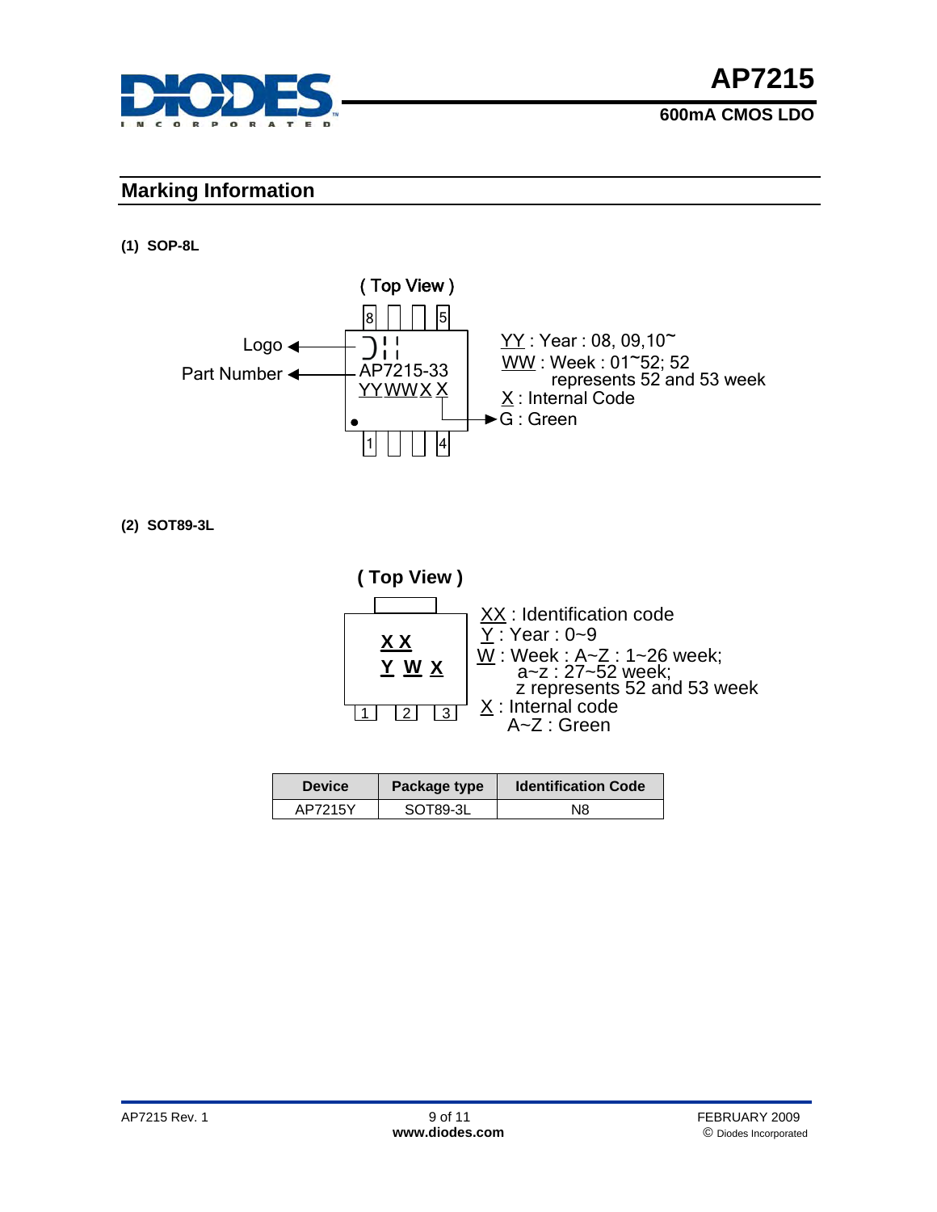## Marking Information

**(1) SOP-8L**

( Top View )

Logo

Part Number

AP7215-33

YYWWX X

YY : Year : 08, 09,10~

WW : Week : 01~52; 52 represents 52 and 53 week

X : Internal Code

G : Green

**(2) SOT89-3L**

( Top View )

X X

Y W X

XX : Identification code

Y : Year : 0~9

W : Week : A~Z : 1~26 week; a~z : 27~52 week; z represents 52 and 53 week

X : Internal code A~Z : Green

| Device | Package type | Identification Code |
|---|---|---|
| AP7215Y | SOT89-3L | N8 |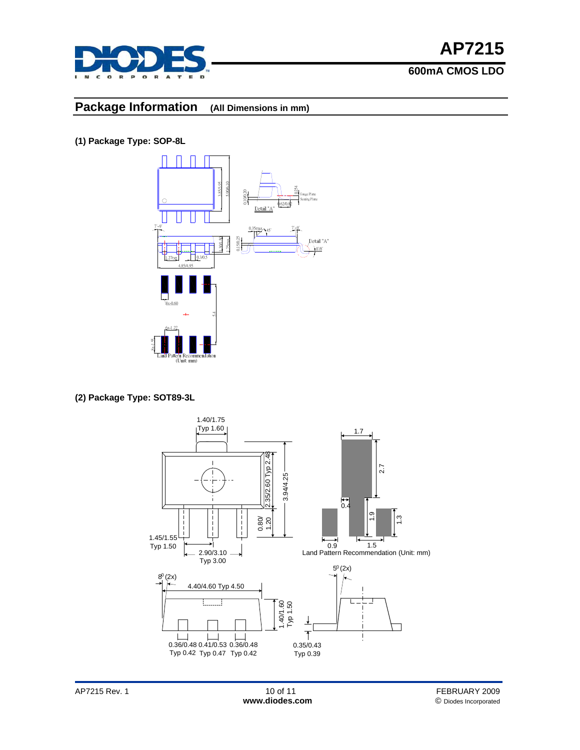## Package Information (All Dimensions in mm)

**(1) Package Type: SOP-8L**

3.85/3.95
5.90/6.10
0.10/0.20
0.254
Gauge Plane
Seating Plane
0.62/0.82
Detail "A"
7°~9°
0.35max
45°
7°~9°
1.30/1.50
1.75max
0.15/0.25
Detail "A"
0/8°
1.27typ
0.3/0.5
4.85/4.95
8x-0.60
5.4
6x-1.27
8x-1.55
Land Pattern Recommendation
(Unit: mm)

**(2) Package Type: SOT89-3L**

1.40/1.75
Typ 1.60
2.35/2.60 Typ 2.48
3.94/4.25
0.80/1.20
1.45/1.55
Typ 1.50
2.90/3.10
Typ 3.00
1.7
2.7
0.4
1.9
1.3
0.9
1.5
Land Pattern Recommendation (Unit: mm)
8° (2x)
4.40/4.60 Typ 4.50
1.40/1.60
Typ 1.50
5° (2x)
0.36/0.48 Typ 0.42
0.41/0.53 Typ 0.47
0.36/0.48 Typ 0.42
0.35/0.43
Typ 0.39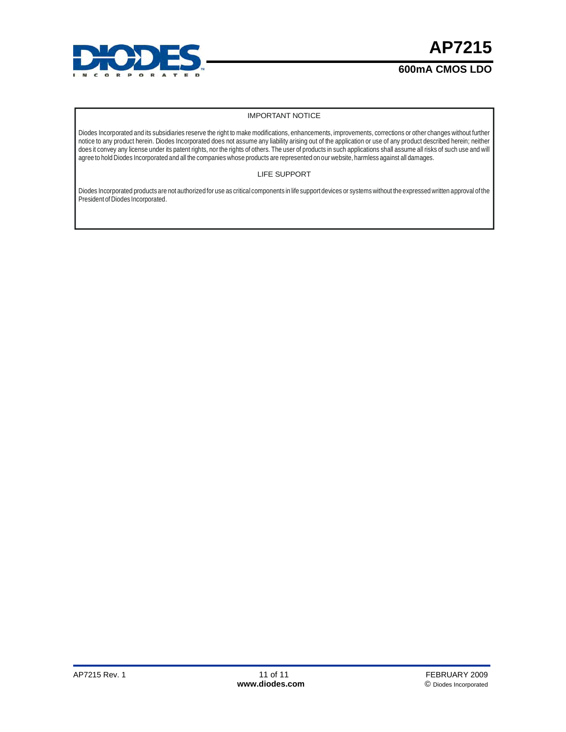IMPORTANT NOTICE

Diodes Incorporated and its subsidiaries reserve the right to make modifications, enhancements, improvements, corrections or other changes without further notice to any product herein. Diodes Incorporated does not assume any liability arising out of the application or use of any product described herein; neither does it convey any license under its patent rights, nor the rights of others. The user of products in such applications shall assume all risks of such use and will agree to hold Diodes Incorporated and all the companies whose products are represented on our website, harmless against all damages.

LIFE SUPPORT

Diodes Incorporated products are not authorized for use as critical components in life support devices or systems without the expressed written approval of the President of Diodes Incorporated.